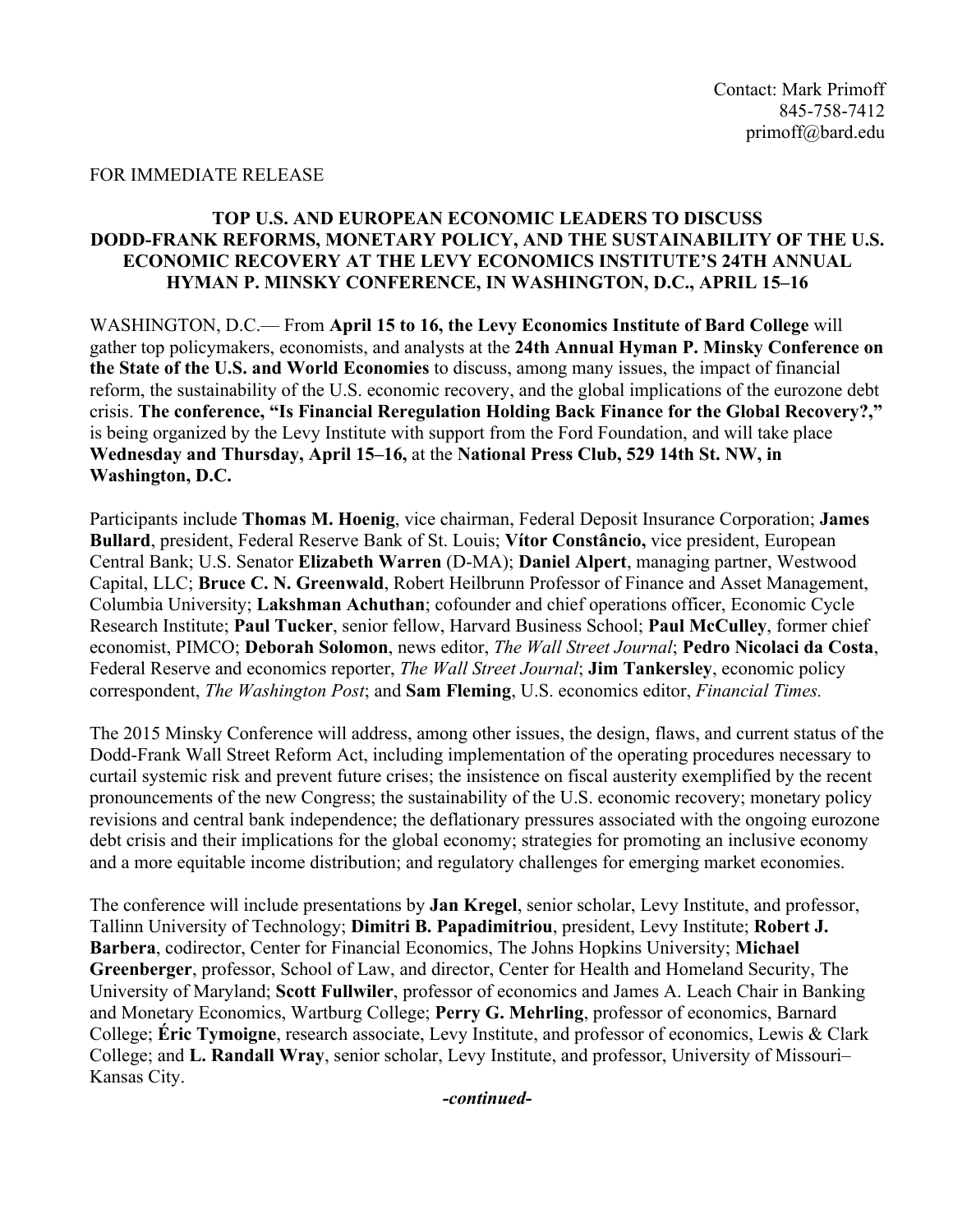Contact: Mark Primoff
845-758-7412
primoff@bard.edu

FOR IMMEDIATE RELEASE

## TOP U.S. AND EUROPEAN ECONOMIC LEADERS TO DISCUSS DODD-FRANK REFORMS, MONETARY POLICY, AND THE SUSTAINABILITY OF THE U.S. ECONOMIC RECOVERY AT THE LEVY ECONOMICS INSTITUTE'S 24TH ANNUAL HYMAN P. MINSKY CONFERENCE, IN WASHINGTON, D.C., APRIL 15–16

WASHINGTON, D.C.— From **April 15 to 16, the Levy Economics Institute of Bard College** will gather top policymakers, economists, and analysts at the **24th Annual Hyman P. Minsky Conference on the State of the U.S. and World Economies** to discuss, among many issues, the impact of financial reform, the sustainability of the U.S. economic recovery, and the global implications of the eurozone debt crisis. **The conference, "Is Financial Reregulation Holding Back Finance for the Global Recovery?,"** is being organized by the Levy Institute with support from the Ford Foundation, and will take place **Wednesday and Thursday, April 15–16,** at the **National Press Club, 529 14th St. NW, in Washington, D.C.**

Participants include **Thomas M. Hoenig**, vice chairman, Federal Deposit Insurance Corporation; **James Bullard**, president, Federal Reserve Bank of St. Louis; **Vítor Constâncio,** vice president, European Central Bank; U.S. Senator **Elizabeth Warren** (D-MA); **Daniel Alpert**, managing partner, Westwood Capital, LLC; **Bruce C. N. Greenwald**, Robert Heilbrunn Professor of Finance and Asset Management, Columbia University; **Lakshman Achuthan**; cofounder and chief operations officer, Economic Cycle Research Institute; **Paul Tucker**, senior fellow, Harvard Business School; **Paul McCulley**, former chief economist, PIMCO; **Deborah Solomon**, news editor, *The Wall Street Journal*; **Pedro Nicolaci da Costa**, Federal Reserve and economics reporter, *The Wall Street Journal*; **Jim Tankersley**, economic policy correspondent, *The Washington Post*; and **Sam Fleming**, U.S. economics editor, *Financial Times.*

The 2015 Minsky Conference will address, among other issues, the design, flaws, and current status of the Dodd-Frank Wall Street Reform Act, including implementation of the operating procedures necessary to curtail systemic risk and prevent future crises; the insistence on fiscal austerity exemplified by the recent pronouncements of the new Congress; the sustainability of the U.S. economic recovery; monetary policy revisions and central bank independence; the deflationary pressures associated with the ongoing eurozone debt crisis and their implications for the global economy; strategies for promoting an inclusive economy and a more equitable income distribution; and regulatory challenges for emerging market economies.

The conference will include presentations by **Jan Kregel**, senior scholar, Levy Institute, and professor, Tallinn University of Technology; **Dimitri B. Papadimitriou**, president, Levy Institute; **Robert J. Barbera**, codirector, Center for Financial Economics, The Johns Hopkins University; **Michael Greenberger**, professor, School of Law, and director, Center for Health and Homeland Security, The University of Maryland; **Scott Fullwiler**, professor of economics and James A. Leach Chair in Banking and Monetary Economics, Wartburg College; **Perry G. Mehrling**, professor of economics, Barnard College; **Éric Tymoigne**, research associate, Levy Institute, and professor of economics, Lewis & Clark College; and **L. Randall Wray**, senior scholar, Levy Institute, and professor, University of Missouri–Kansas City.

***-continued-***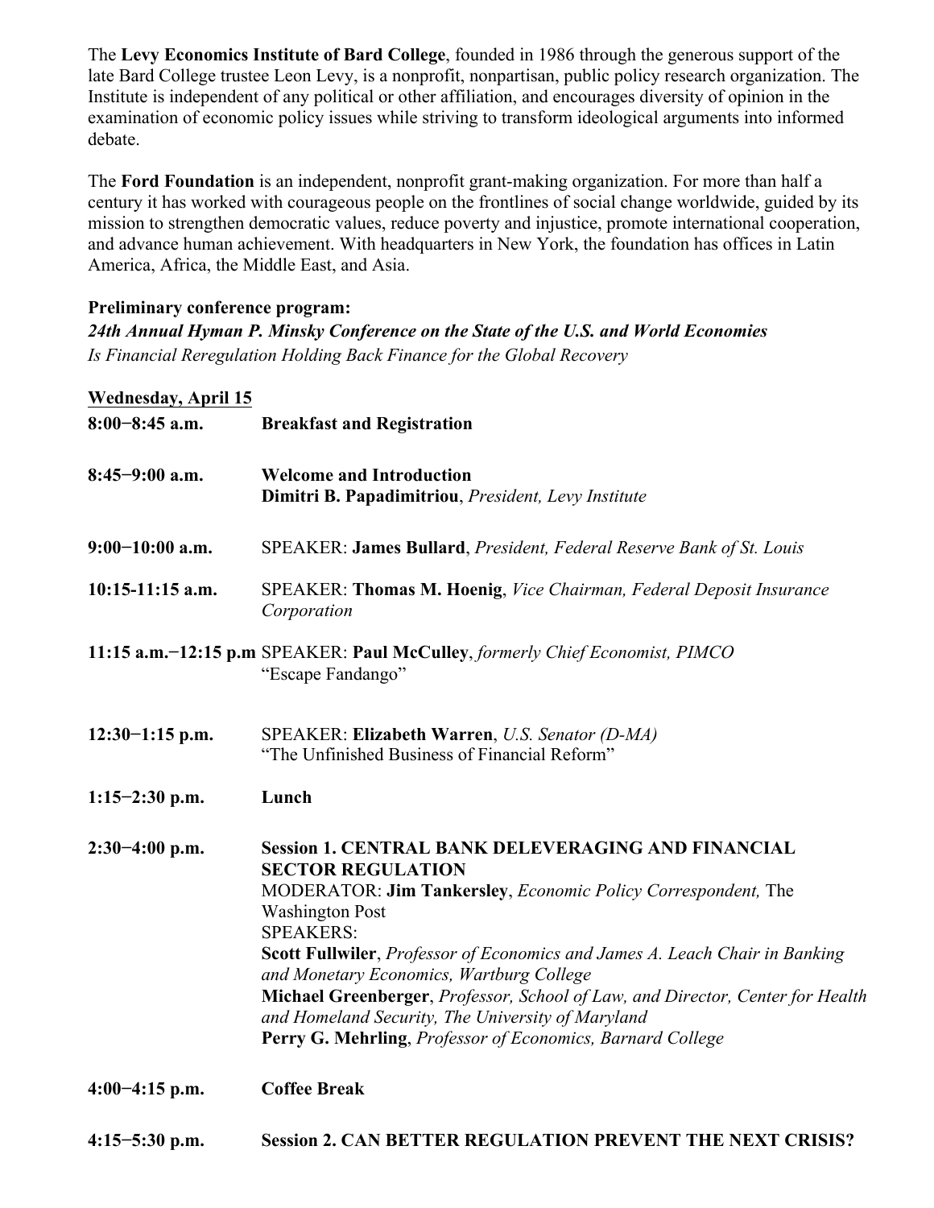The **Levy Economics Institute of Bard College**, founded in 1986 through the generous support of the late Bard College trustee Leon Levy, is a nonprofit, nonpartisan, public policy research organization. The Institute is independent of any political or other affiliation, and encourages diversity of opinion in the examination of economic policy issues while striving to transform ideological arguments into informed debate.

The **Ford Foundation** is an independent, nonprofit grant-making organization. For more than half a century it has worked with courageous people on the frontlines of social change worldwide, guided by its mission to strengthen democratic values, reduce poverty and injustice, promote international cooperation, and advance human achievement. With headquarters in New York, the foundation has offices in Latin America, Africa, the Middle East, and Asia.

**Preliminary conference program:**
***24th Annual Hyman P. Minsky Conference on the State of the U.S. and World Economies***
*Is Financial Reregulation Holding Back Finance for the Global Recovery*

**Wednesday, April 15**

**8:00−8:45 a.m.** **Breakfast and Registration**

**8:45−9:00 a.m.** **Welcome and Introduction**
**Dimitri B. Papadimitriou**, *President, Levy Institute*

**9:00−10:00 a.m.** SPEAKER: **James Bullard**, *President, Federal Reserve Bank of St. Louis*

**10:15-11:15 a.m.** SPEAKER: **Thomas M. Hoenig**, *Vice Chairman, Federal Deposit Insurance Corporation*

**11:15 a.m.−12:15 p.m** SPEAKER: **Paul McCulley**, *formerly Chief Economist, PIMCO*
"Escape Fandango"

**12:30−1:15 p.m.** SPEAKER: **Elizabeth Warren**, *U.S. Senator (D-MA)*
"The Unfinished Business of Financial Reform"

**1:15−2:30 p.m.** **Lunch**

**2:30−4:00 p.m.** **Session 1. CENTRAL BANK DELEVERAGING AND FINANCIAL SECTOR REGULATION**
MODERATOR: **Jim Tankersley**, *Economic Policy Correspondent,* The Washington Post
SPEAKERS:
**Scott Fullwiler**, *Professor of Economics and James A. Leach Chair in Banking and Monetary Economics, Wartburg College*
**Michael Greenberger**, *Professor, School of Law, and Director, Center for Health and Homeland Security, The University of Maryland*
**Perry G. Mehrling**, *Professor of Economics, Barnard College*

**4:00−4:15 p.m.** **Coffee Break**

**4:15−5:30 p.m.** **Session 2. CAN BETTER REGULATION PREVENT THE NEXT CRISIS?**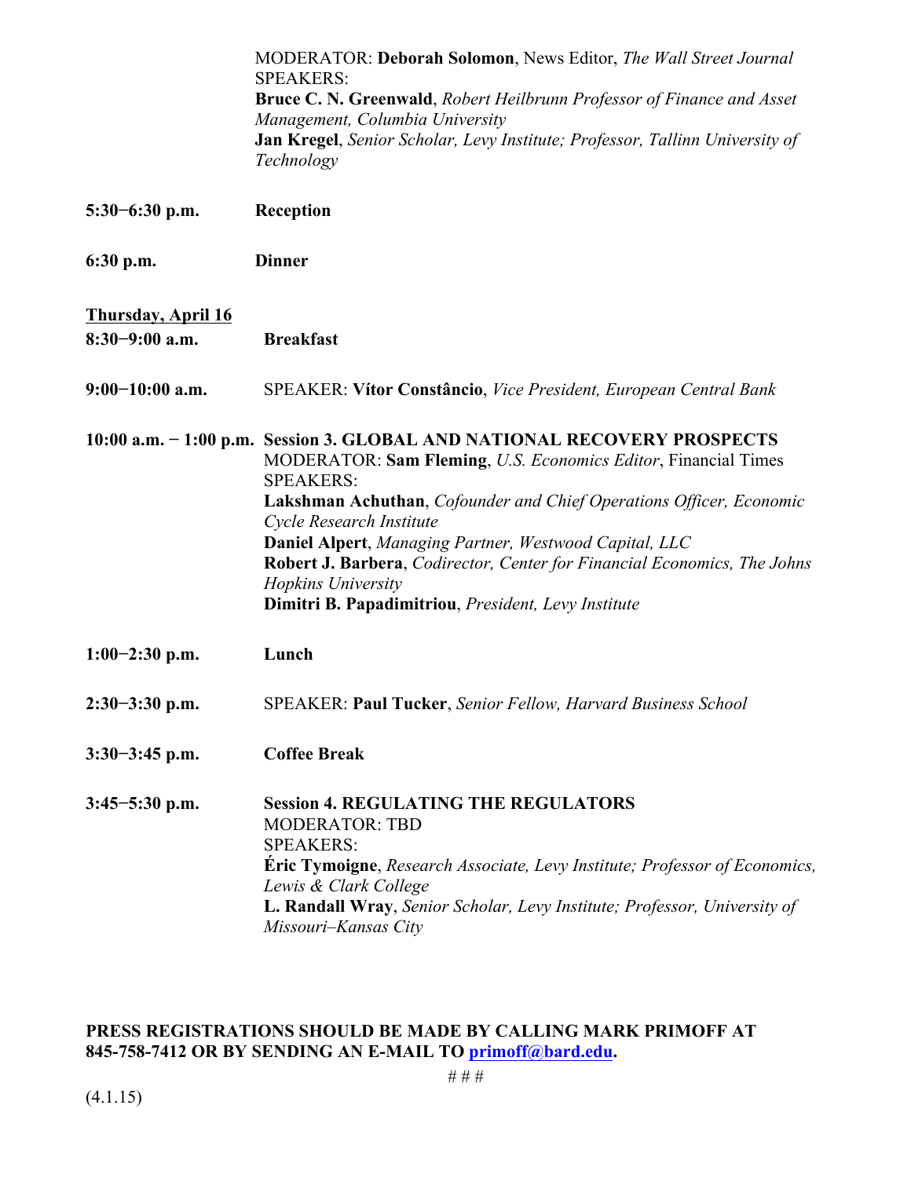MODERATOR: **Deborah Solomon**, News Editor, *The Wall Street Journal*
SPEAKERS:
**Bruce C. N. Greenwald**, *Robert Heilbrunn Professor of Finance and Asset Management, Columbia University*
**Jan Kregel**, *Senior Scholar, Levy Institute; Professor, Tallinn University of Technology*

**5:30–6:30 p.m.** **Reception**

**6:30 p.m.** **Dinner**

**Thursday, April 16**

**8:30–9:00 a.m.** **Breakfast**

**9:00–10:00 a.m.** SPEAKER: **Vítor Constâncio**, *Vice President, European Central Bank*

**10:00 a.m. – 1:00 p.m.** **Session 3. GLOBAL AND NATIONAL RECOVERY PROSPECTS**
MODERATOR: **Sam Fleming**, *U.S. Economics Editor*, Financial Times
SPEAKERS:
**Lakshman Achuthan**, *Cofounder and Chief Operations Officer, Economic Cycle Research Institute*
**Daniel Alpert**, *Managing Partner, Westwood Capital, LLC*
**Robert J. Barbera**, *Codirector, Center for Financial Economics, The Johns Hopkins University*
**Dimitri B. Papadimitriou**, *President, Levy Institute*

**1:00–2:30 p.m.** **Lunch**

**2:30–3:30 p.m.** SPEAKER: **Paul Tucker**, *Senior Fellow, Harvard Business School*

**3:30–3:45 p.m.** **Coffee Break**

**3:45–5:30 p.m.** **Session 4. REGULATING THE REGULATORS**
MODERATOR: TBD
SPEAKERS:
**Éric Tymoigne**, *Research Associate, Levy Institute; Professor of Economics, Lewis & Clark College*
**L. Randall Wray**, *Senior Scholar, Levy Institute; Professor, University of Missouri–Kansas City*

**PRESS REGISTRATIONS SHOULD BE MADE BY CALLING MARK PRIMOFF AT 845-758-7412 OR BY SENDING AN E-MAIL TO primoff@bard.edu.**

# # #

(4.1.15)